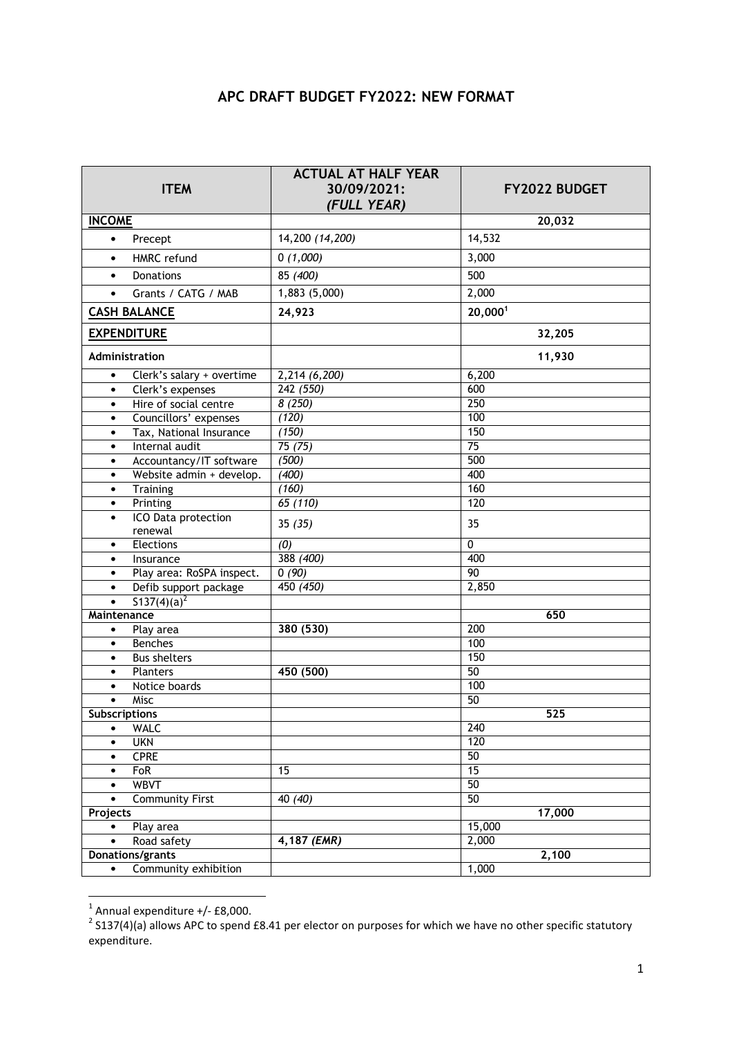# APC DRAFT BUDGET FY2022: NEW FORMAT

| ITEM | ACTUAL AT HALF YEAR 30/09/2021: *(FULL YEAR)* | FY2022 BUDGET |
|---|---|---|
| **INCOME** | | **20,032** |
| • Precept | 14,200 *(14,200)* | 14,532 |
| • HMRC refund | 0 *(1,000)* | 3,000 |
| • Donations | 85 *(400)* | 500 |
| • Grants / CATG / MAB | 1,883 (5,000) | 2,000 |
| **CASH BALANCE** | **24,923** | **20,000**[1] |
| **EXPENDITURE** | | **32,205** |
| **Administration** | | **11,930** |
| • Clerk's salary + overtime | 2,214 *(6,200)* | 6,200 |
| • Clerk's expenses | 242 *(550)* | 600 |
| • Hire of social centre | *8 (250)* | 250 |
| • Councillors' expenses | *(120)* | 100 |
| • Tax, National Insurance | *(150)* | 150 |
| • Internal audit | 75 *(75)* | 75 |
| • Accountancy/IT software | *(500)* | 500 |
| • Website admin + develop. | *(400)* | 400 |
| • Training | *(160)* | 160 |
| • Printing | *65 (110)* | 120 |
| • ICO Data protection renewal | 35 *(35)* | 35 |
| • Elections | *(0)* | 0 |
| • Insurance | 388 *(400)* | 400 |
| • Play area: RoSPA inspect. | 0 *(90)* | 90 |
| • Defib support package | 450 *(450)* | 2,850 |
| • S137(4)(a)[2] | | |
| **Maintenance** | | **650** |
| • Play area | **380 (530)** | 200 |
| • Benches | | 100 |
| • Bus shelters | | 150 |
| • Planters | **450 (500)** | 50 |
| • Notice boards | | 100 |
| • Misc | | 50 |
| **Subscriptions** | | **525** |
| • WALC | | 240 |
| • UKN | | 120 |
| • CPRE | | 50 |
| • FoR | 15 | 15 |
| • WBVT | | 50 |
| • Community First | 40 *(40)* | 50 |
| **Projects** | | **17,000** |
| • Play area | | 15,000 |
| • Road safety | **4,187 *(EMR)*** | 2,000 |
| **Donations/grants** | | **2,100** |
| • Community exhibition | | 1,000 |

[1] Annual expenditure +/- £8,000.

[2] S137(4)(a) allows APC to spend £8.41 per elector on purposes for which we have no other specific statutory expenditure.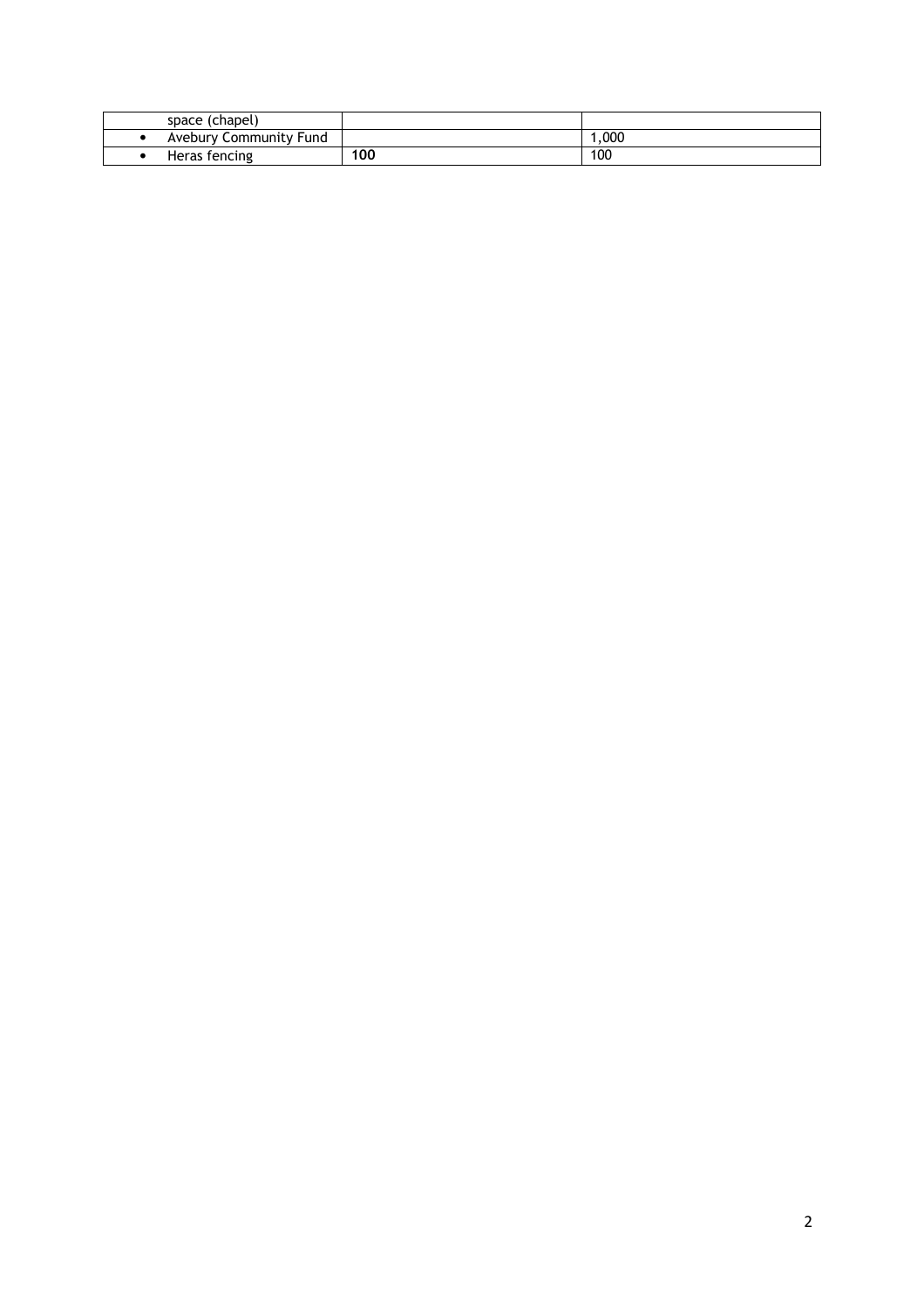| | | |
|---|---|---|
| space (chapel) | | |
| • Avebury Community Fund | | 1,000 |
| • Heras fencing | **100** | 100 |